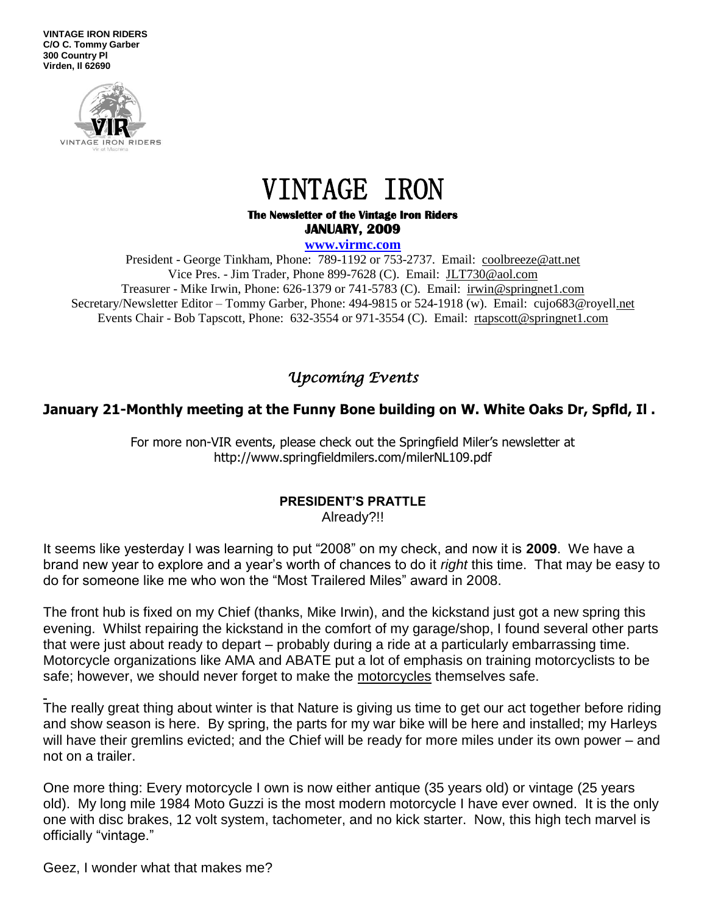**VINTAGE IRON RIDERS**
**C/O C. Tommy Garber**
**300 Country Pl**
**Virden, Il 62690**

# VINTAGE IRON

**The Newsletter of the Vintage Iron Riders**
**JANUARY, 2009**

**www.virmc.com**

President - George Tinkham, Phone: 789-1192 or 753-2737. Email: coolbreeze@att.net
Vice Pres. - Jim Trader, Phone 899-7628 (C). Email: JLT730@aol.com
Treasurer - Mike Irwin, Phone: 626-1379 or 741-5783 (C). Email: irwin@springnet1.com
Secretary/Newsletter Editor – Tommy Garber, Phone: 494-9815 or 524-1918 (w). Email: cujo683@royell.net
Events Chair - Bob Tapscott, Phone: 632-3554 or 971-3554 (C). Email: rtapscott@springnet1.com

## *Upcoming Events*

**January 21-Monthly meeting at the Funny Bone building on W. White Oaks Dr, Spfld, Il .**

For more non-VIR events, please check out the Springfield Miler's newsletter at http://www.springfieldmilers.com/milerNL109.pdf

### PRESIDENT'S PRATTLE

Already?!!

It seems like yesterday I was learning to put "2008" on my check, and now it is **2009**. We have a brand new year to explore and a year's worth of chances to do it *right* this time. That may be easy to do for someone like me who won the "Most Trailered Miles" award in 2008.

The front hub is fixed on my Chief (thanks, Mike Irwin), and the kickstand just got a new spring this evening. Whilst repairing the kickstand in the comfort of my garage/shop, I found several other parts that were just about ready to depart – probably during a ride at a particularly embarrassing time. Motorcycle organizations like AMA and ABATE put a lot of emphasis on training motorcyclists to be safe; however, we should never forget to make the motorcycles themselves safe.

The really great thing about winter is that Nature is giving us time to get our act together before riding and show season is here. By spring, the parts for my war bike will be here and installed; my Harleys will have their gremlins evicted; and the Chief will be ready for more miles under its own power – and not on a trailer.

One more thing: Every motorcycle I own is now either antique (35 years old) or vintage (25 years old). My long mile 1984 Moto Guzzi is the most modern motorcycle I have ever owned. It is the only one with disc brakes, 12 volt system, tachometer, and no kick starter. Now, this high tech marvel is officially "vintage."

Geez, I wonder what that makes me?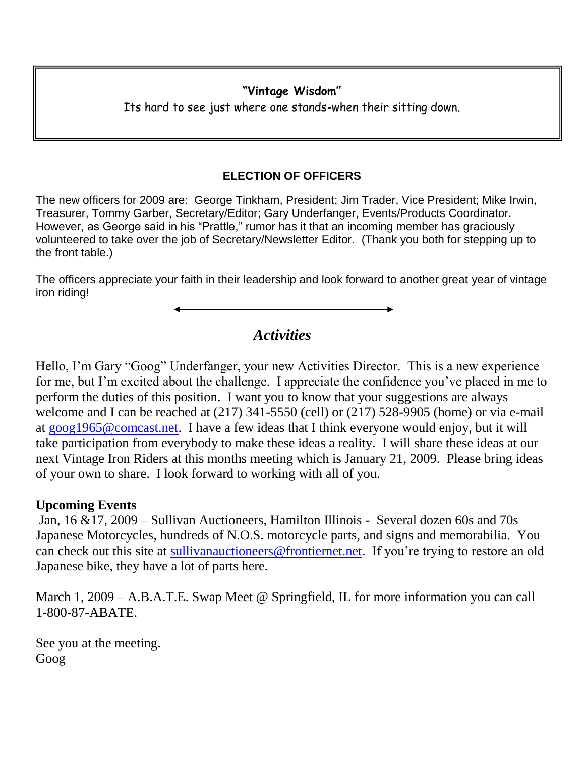**"Vintage Wisdom"**

Its hard to see just where one stands-when their sitting down.

## ELECTION OF OFFICERS

The new officers for 2009 are: George Tinkham, President; Jim Trader, Vice President; Mike Irwin, Treasurer, Tommy Garber, Secretary/Editor; Gary Underfanger, Events/Products Coordinator. However, as George said in his "Prattle," rumor has it that an incoming member has graciously volunteered to take over the job of Secretary/Newsletter Editor. (Thank you both for stepping up to the front table.)

The officers appreciate your faith in their leadership and look forward to another great year of vintage iron riding!

## *Activities*

Hello, I'm Gary "Goog" Underfanger, your new Activities Director. This is a new experience for me, but I'm excited about the challenge. I appreciate the confidence you've placed in me to perform the duties of this position. I want you to know that your suggestions are always welcome and I can be reached at (217) 341-5550 (cell) or (217) 528-9905 (home) or via e-mail at goog1965@comcast.net. I have a few ideas that I think everyone would enjoy, but it will take participation from everybody to make these ideas a reality. I will share these ideas at our next Vintage Iron Riders at this months meeting which is January 21, 2009. Please bring ideas of your own to share. I look forward to working with all of you.

**Upcoming Events**

Jan, 16 &17, 2009 – Sullivan Auctioneers, Hamilton Illinois - Several dozen 60s and 70s Japanese Motorcycles, hundreds of N.O.S. motorcycle parts, and signs and memorabilia. You can check out this site at sullivanauctioneers@frontiernet.net. If you're trying to restore an old Japanese bike, they have a lot of parts here.

March 1, 2009 – A.B.A.T.E. Swap Meet @ Springfield, IL for more information you can call 1-800-87-ABATE.

See you at the meeting.
Goog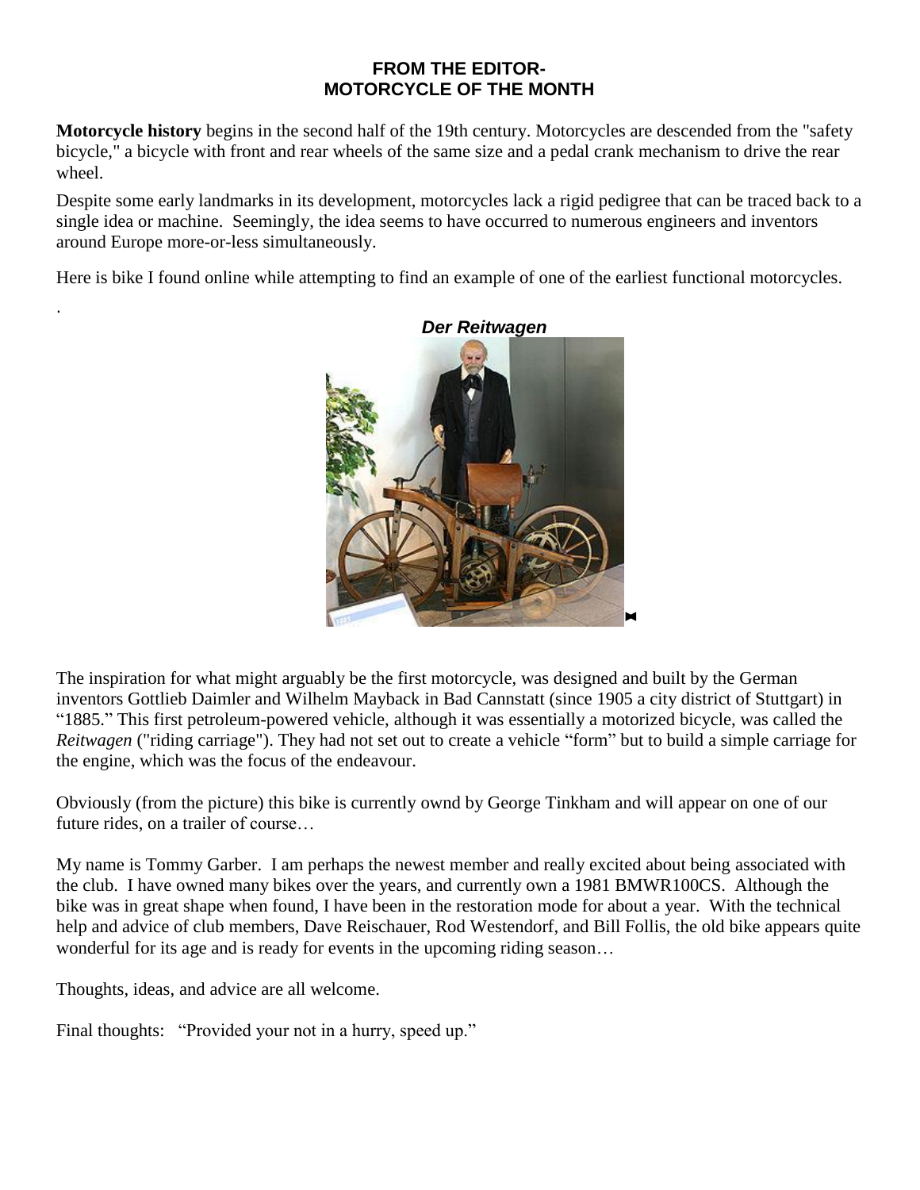## FROM THE EDITOR-
## MOTORCYCLE OF THE MONTH

**Motorcycle history** begins in the second half of the 19th century. Motorcycles are descended from the "safety bicycle," a bicycle with front and rear wheels of the same size and a pedal crank mechanism to drive the rear wheel.

Despite some early landmarks in its development, motorcycles lack a rigid pedigree that can be traced back to a single idea or machine. Seemingly, the idea seems to have occurred to numerous engineers and inventors around Europe more-or-less simultaneously.

Here is bike I found online while attempting to find an example of one of the earliest functional motorcycles.

.

***Der Reitwagen***

The inspiration for what might arguably be the first motorcycle, was designed and built by the German inventors Gottlieb Daimler and Wilhelm Mayback in Bad Cannstatt (since 1905 a city district of Stuttgart) in "1885." This first petroleum-powered vehicle, although it was essentially a motorized bicycle, was called the *Reitwagen* ("riding carriage"). They had not set out to create a vehicle "form" but to build a simple carriage for the engine, which was the focus of the endeavour.

Obviously (from the picture) this bike is currently ownd by George Tinkham and will appear on one of our future rides, on a trailer of course…

My name is Tommy Garber. I am perhaps the newest member and really excited about being associated with the club. I have owned many bikes over the years, and currently own a 1981 BMWR100CS. Although the bike was in great shape when found, I have been in the restoration mode for about a year. With the technical help and advice of club members, Dave Reischauer, Rod Westendorf, and Bill Follis, the old bike appears quite wonderful for its age and is ready for events in the upcoming riding season…

Thoughts, ideas, and advice are all welcome.

Final thoughts: "Provided your not in a hurry, speed up."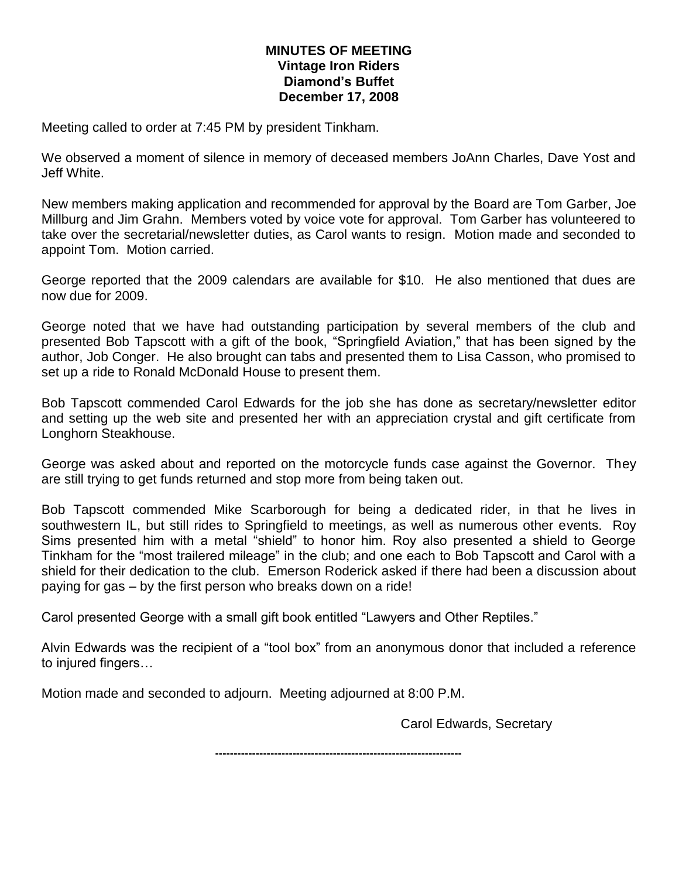**MINUTES OF MEETING**
**Vintage Iron Riders**
**Diamond's Buffet**
**December 17, 2008**

Meeting called to order at 7:45 PM by president Tinkham.

We observed a moment of silence in memory of deceased members JoAnn Charles, Dave Yost and Jeff White.

New members making application and recommended for approval by the Board are Tom Garber, Joe Millburg and Jim Grahn. Members voted by voice vote for approval. Tom Garber has volunteered to take over the secretarial/newsletter duties, as Carol wants to resign. Motion made and seconded to appoint Tom. Motion carried.

George reported that the 2009 calendars are available for $10. He also mentioned that dues are now due for 2009.

George noted that we have had outstanding participation by several members of the club and presented Bob Tapscott with a gift of the book, "Springfield Aviation," that has been signed by the author, Job Conger. He also brought can tabs and presented them to Lisa Casson, who promised to set up a ride to Ronald McDonald House to present them.

Bob Tapscott commended Carol Edwards for the job she has done as secretary/newsletter editor and setting up the web site and presented her with an appreciation crystal and gift certificate from Longhorn Steakhouse.

George was asked about and reported on the motorcycle funds case against the Governor. They are still trying to get funds returned and stop more from being taken out.

Bob Tapscott commended Mike Scarborough for being a dedicated rider, in that he lives in southwestern IL, but still rides to Springfield to meetings, as well as numerous other events. Roy Sims presented him with a metal "shield" to honor him. Roy also presented a shield to George Tinkham for the "most trailered mileage" in the club; and one each to Bob Tapscott and Carol with a shield for their dedication to the club. Emerson Roderick asked if there had been a discussion about paying for gas – by the first person who breaks down on a ride!

Carol presented George with a small gift book entitled "Lawyers and Other Reptiles."

Alvin Edwards was the recipient of a "tool box" from an anonymous donor that included a reference to injured fingers…

Motion made and seconded to adjourn. Meeting adjourned at 8:00 P.M.

Carol Edwards, Secretary

-------------------------------------------------------------------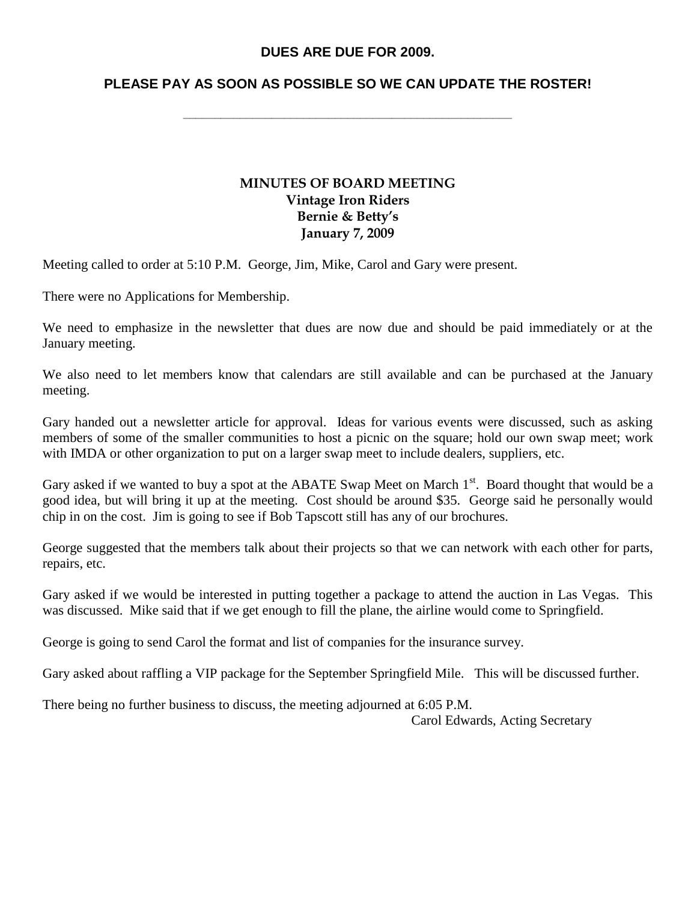**DUES ARE DUE FOR 2009.**

**PLEASE PAY AS SOON AS POSSIBLE SO WE CAN UPDATE THE ROSTER!**

---

## MINUTES OF BOARD MEETING
### Vintage Iron Riders
### Bernie & Betty's
### January 7, 2009

Meeting called to order at 5:10 P.M. George, Jim, Mike, Carol and Gary were present.

There were no Applications for Membership.

We need to emphasize in the newsletter that dues are now due and should be paid immediately or at the January meeting.

We also need to let members know that calendars are still available and can be purchased at the January meeting.

Gary handed out a newsletter article for approval. Ideas for various events were discussed, such as asking members of some of the smaller communities to host a picnic on the square; hold our own swap meet; work with IMDA or other organization to put on a larger swap meet to include dealers, suppliers, etc.

Gary asked if we wanted to buy a spot at the ABATE Swap Meet on March 1st. Board thought that would be a good idea, but will bring it up at the meeting. Cost should be around $35. George said he personally would chip in on the cost. Jim is going to see if Bob Tapscott still has any of our brochures.

George suggested that the members talk about their projects so that we can network with each other for parts, repairs, etc.

Gary asked if we would be interested in putting together a package to attend the auction in Las Vegas. This was discussed. Mike said that if we get enough to fill the plane, the airline would come to Springfield.

George is going to send Carol the format and list of companies for the insurance survey.

Gary asked about raffling a VIP package for the September Springfield Mile. This will be discussed further.

There being no further business to discuss, the meeting adjourned at 6:05 P.M.

Carol Edwards, Acting Secretary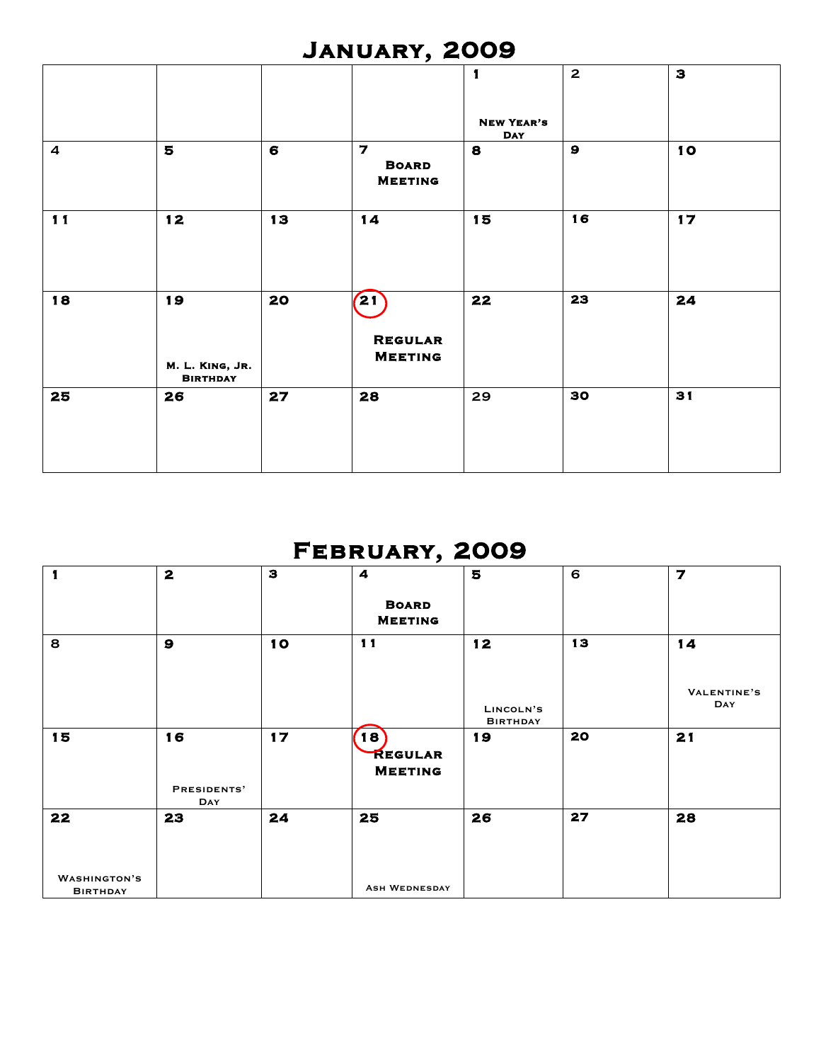## January, 2009

| | | | | | | |
|---|---|---|---|---|---|---|
| | | | | 1 New Year's Day | 2 | 3 |
| 4 | 5 | 6 | 7 Board Meeting | 8 | 9 | 10 |
| 11 | 12 | 13 | 14 | 15 | 16 | 17 |
| 18 | 19 M. L. King, Jr. Birthday | 20 | 21 Regular Meeting | 22 | 23 | 24 |
| 25 | 26 | 27 | 28 | 29 | 30 | 31 |

## February, 2009

| | | | | | | |
|---|---|---|---|---|---|---|
| 1 | 2 | 3 | 4 Board Meeting | 5 | 6 | 7 |
| 8 | 9 | 10 | 11 | 12 Lincoln's Birthday | 13 | 14 Valentine's Day |
| 15 | 16 Presidents' Day | 17 | 18 Regular Meeting | 19 | 20 | 21 |
| 22 Washington's Birthday | 23 | 24 | 25 Ash Wednesday | 26 | 27 | 28 |